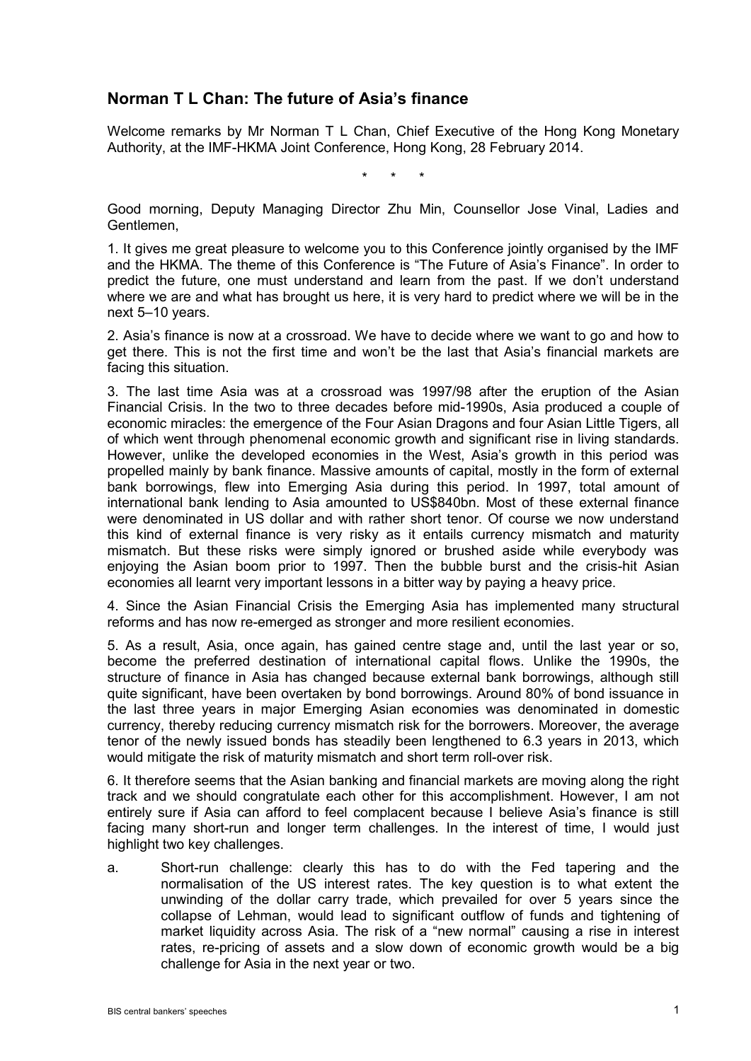## Norman T L Chan: The future of Asia's finance

Welcome remarks by Mr Norman T L Chan, Chief Executive of the Hong Kong Monetary Authority, at the IMF-HKMA Joint Conference, Hong Kong, 28 February 2014.

\* \* \*

Good morning, Deputy Managing Director Zhu Min, Counsellor Jose Vinal, Ladies and Gentlemen,

1. It gives me great pleasure to welcome you to this Conference jointly organised by the IMF and the HKMA. The theme of this Conference is "The Future of Asia's Finance". In order to predict the future, one must understand and learn from the past. If we don't understand where we are and what has brought us here, it is very hard to predict where we will be in the next 5–10 years.

2. Asia's finance is now at a crossroad. We have to decide where we want to go and how to get there. This is not the first time and won't be the last that Asia's financial markets are facing this situation.

3. The last time Asia was at a crossroad was 1997/98 after the eruption of the Asian Financial Crisis. In the two to three decades before mid-1990s, Asia produced a couple of economic miracles: the emergence of the Four Asian Dragons and four Asian Little Tigers, all of which went through phenomenal economic growth and significant rise in living standards. However, unlike the developed economies in the West, Asia's growth in this period was propelled mainly by bank finance. Massive amounts of capital, mostly in the form of external bank borrowings, flew into Emerging Asia during this period. In 1997, total amount of international bank lending to Asia amounted to US$840bn. Most of these external finance were denominated in US dollar and with rather short tenor. Of course we now understand this kind of external finance is very risky as it entails currency mismatch and maturity mismatch. But these risks were simply ignored or brushed aside while everybody was enjoying the Asian boom prior to 1997. Then the bubble burst and the crisis-hit Asian economies all learnt very important lessons in a bitter way by paying a heavy price.

4. Since the Asian Financial Crisis the Emerging Asia has implemented many structural reforms and has now re-emerged as stronger and more resilient economies.

5. As a result, Asia, once again, has gained centre stage and, until the last year or so, become the preferred destination of international capital flows. Unlike the 1990s, the structure of finance in Asia has changed because external bank borrowings, although still quite significant, have been overtaken by bond borrowings. Around 80% of bond issuance in the last three years in major Emerging Asian economies was denominated in domestic currency, thereby reducing currency mismatch risk for the borrowers. Moreover, the average tenor of the newly issued bonds has steadily been lengthened to 6.3 years in 2013, which would mitigate the risk of maturity mismatch and short term roll-over risk.

6. It therefore seems that the Asian banking and financial markets are moving along the right track and we should congratulate each other for this accomplishment. However, I am not entirely sure if Asia can afford to feel complacent because I believe Asia's finance is still facing many short-run and longer term challenges. In the interest of time, I would just highlight two key challenges.

a. Short-run challenge: clearly this has to do with the Fed tapering and the normalisation of the US interest rates. The key question is to what extent the unwinding of the dollar carry trade, which prevailed for over 5 years since the collapse of Lehman, would lead to significant outflow of funds and tightening of market liquidity across Asia. The risk of a "new normal" causing a rise in interest rates, re-pricing of assets and a slow down of economic growth would be a big challenge for Asia in the next year or two.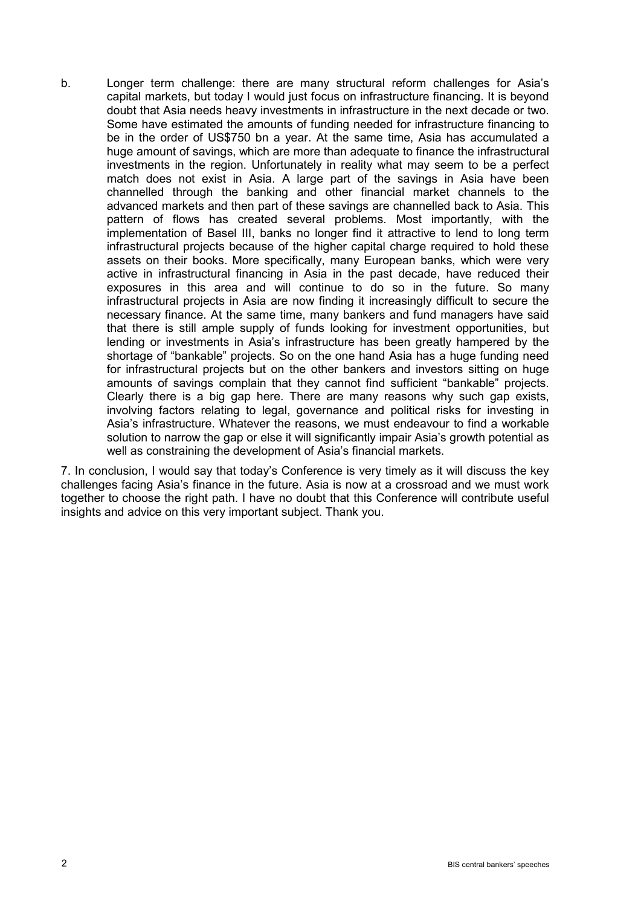b. Longer term challenge: there are many structural reform challenges for Asia's capital markets, but today I would just focus on infrastructure financing. It is beyond doubt that Asia needs heavy investments in infrastructure in the next decade or two. Some have estimated the amounts of funding needed for infrastructure financing to be in the order of US$750 bn a year. At the same time, Asia has accumulated a huge amount of savings, which are more than adequate to finance the infrastructural investments in the region. Unfortunately in reality what may seem to be a perfect match does not exist in Asia. A large part of the savings in Asia have been channelled through the banking and other financial market channels to the advanced markets and then part of these savings are channelled back to Asia. This pattern of flows has created several problems. Most importantly, with the implementation of Basel III, banks no longer find it attractive to lend to long term infrastructural projects because of the higher capital charge required to hold these assets on their books. More specifically, many European banks, which were very active in infrastructural financing in Asia in the past decade, have reduced their exposures in this area and will continue to do so in the future. So many infrastructural projects in Asia are now finding it increasingly difficult to secure the necessary finance. At the same time, many bankers and fund managers have said that there is still ample supply of funds looking for investment opportunities, but lending or investments in Asia's infrastructure has been greatly hampered by the shortage of "bankable" projects. So on the one hand Asia has a huge funding need for infrastructural projects but on the other bankers and investors sitting on huge amounts of savings complain that they cannot find sufficient "bankable" projects. Clearly there is a big gap here. There are many reasons why such gap exists, involving factors relating to legal, governance and political risks for investing in Asia's infrastructure. Whatever the reasons, we must endeavour to find a workable solution to narrow the gap or else it will significantly impair Asia's growth potential as well as constraining the development of Asia's financial markets.

7. In conclusion, I would say that today's Conference is very timely as it will discuss the key challenges facing Asia's finance in the future. Asia is now at a crossroad and we must work together to choose the right path. I have no doubt that this Conference will contribute useful insights and advice on this very important subject. Thank you.